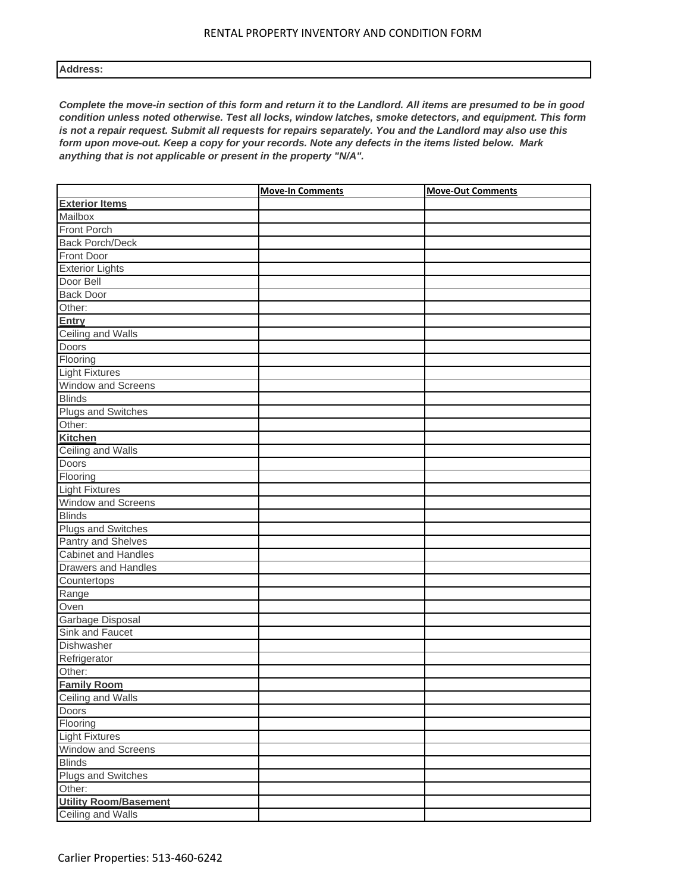RENTAL PROPERTY INVENTORY AND CONDITION FORM

| Address: |
| --- |

***Complete the move-in section of this form and return it to the Landlord. All items are presumed to be in good condition unless noted otherwise. Test all locks, window latches, smoke detectors, and equipment. This form is not a repair request. Submit all requests for repairs separately. You and the Landlord may also use this form upon move-out. Keep a copy for your records. Note any defects in the items listed below. Mark anything that is not applicable or present in the property "N/A".***

| | Move-In Comments | Move-Out Comments |
| --- | --- | --- |
| **Exterior Items** | | |
| Mailbox | | |
| Front Porch | | |
| Back Porch/Deck | | |
| Front Door | | |
| Exterior Lights | | |
| Door Bell | | |
| Back Door | | |
| Other: | | |
| **Entry** | | |
| Ceiling and Walls | | |
| Doors | | |
| Flooring | | |
| Light Fixtures | | |
| Window and Screens | | |
| Blinds | | |
| Plugs and Switches | | |
| Other: | | |
| **Kitchen** | | |
| Ceiling and Walls | | |
| Doors | | |
| Flooring | | |
| Light Fixtures | | |
| Window and Screens | | |
| Blinds | | |
| Plugs and Switches | | |
| Pantry and Shelves | | |
| Cabinet and Handles | | |
| Drawers and Handles | | |
| Countertops | | |
| Range | | |
| Oven | | |
| Garbage Disposal | | |
| Sink and Faucet | | |
| Dishwasher | | |
| Refrigerator | | |
| Other: | | |
| **Family Room** | | |
| Ceiling and Walls | | |
| Doors | | |
| Flooring | | |
| Light Fixtures | | |
| Window and Screens | | |
| Blinds | | |
| Plugs and Switches | | |
| Other: | | |
| **Utility Room/Basement** | | |
| Ceiling and Walls | | |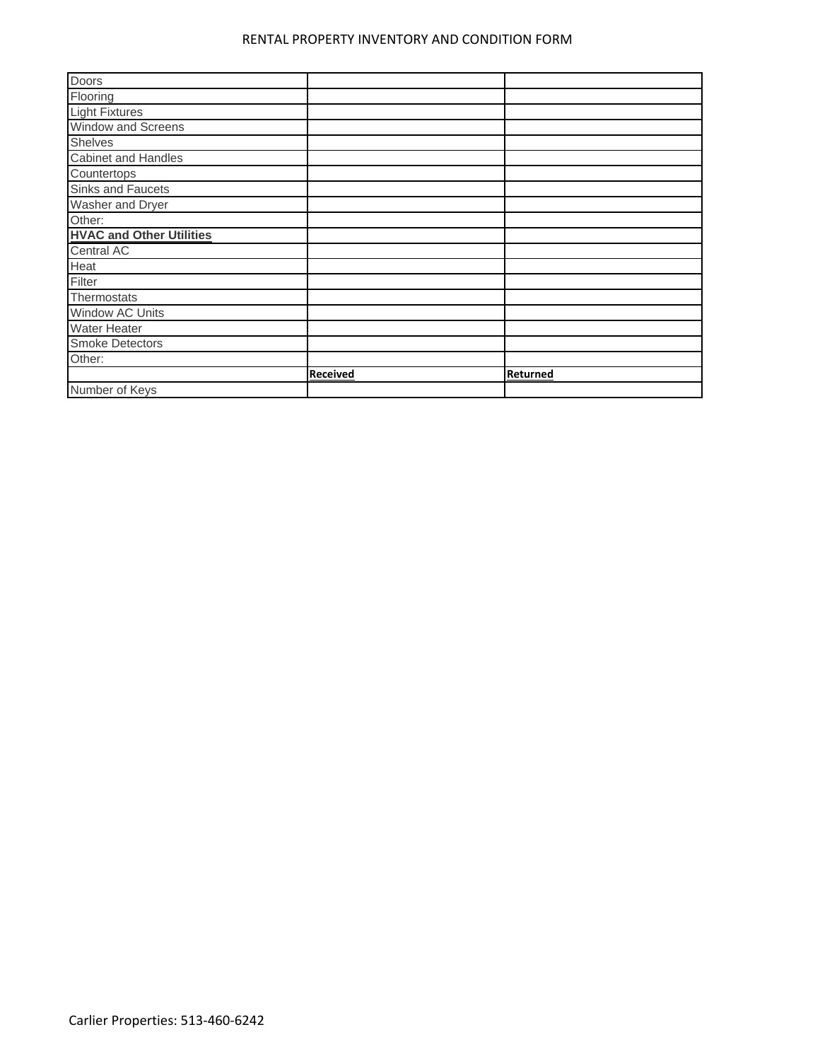RENTAL PROPERTY INVENTORY AND CONDITION FORM

| | | |
|---|---|---|
| Doors | | |
| Flooring | | |
| Light Fixtures | | |
| Window and Screens | | |
| Shelves | | |
| Cabinet and Handles | | |
| Countertops | | |
| Sinks and Faucets | | |
| Washer and Dryer | | |
| Other: | | |
| **HVAC and Other Utilities** | | |
| Central AC | | |
| Heat | | |
| Filter | | |
| Thermostats | | |
| Window AC Units | | |
| Water Heater | | |
| Smoke Detectors | | |
| Other: | | |
| | **Received** | **Returned** |
| Number of Keys | | |

Carlier Properties: 513-460-6242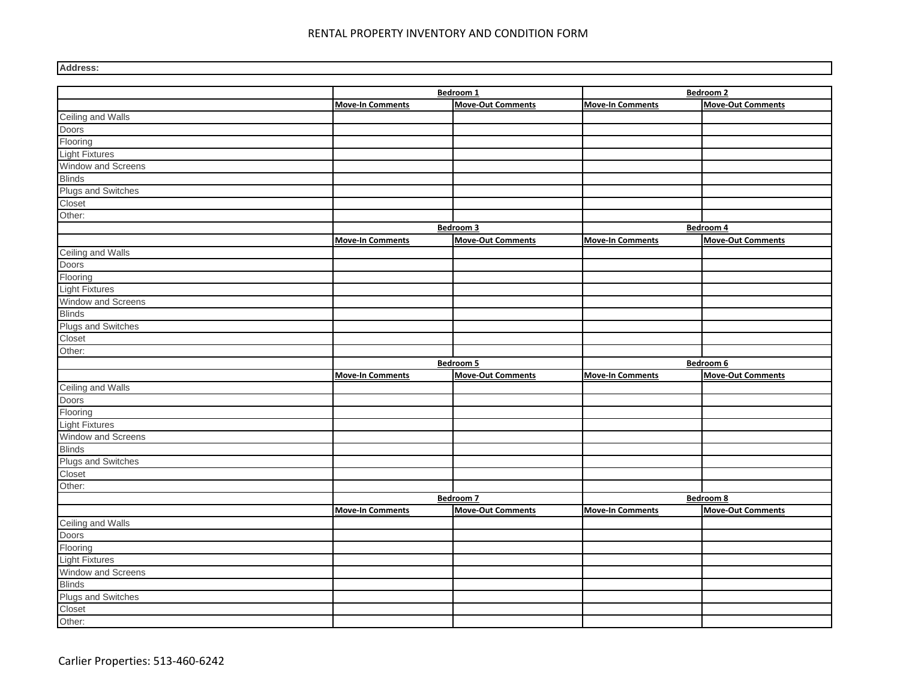# RENTAL PROPERTY INVENTORY AND CONDITION FORM

| Address: |
|---|

| | Bedroom 1 | | Bedroom 2 | |
|---|---|---|---|---|
| | Move-In Comments | Move-Out Comments | Move-In Comments | Move-Out Comments |
| Ceiling and Walls | | | | |
| Doors | | | | |
| Flooring | | | | |
| Light Fixtures | | | | |
| Window and Screens | | | | |
| Blinds | | | | |
| Plugs and Switches | | | | |
| Closet | | | | |
| Other: | | | | |
| | Bedroom 3 | | Bedroom 4 | |
| | Move-In Comments | Move-Out Comments | Move-In Comments | Move-Out Comments |
| Ceiling and Walls | | | | |
| Doors | | | | |
| Flooring | | | | |
| Light Fixtures | | | | |
| Window and Screens | | | | |
| Blinds | | | | |
| Plugs and Switches | | | | |
| Closet | | | | |
| Other: | | | | |
| | Bedroom 5 | | Bedroom 6 | |
| | Move-In Comments | Move-Out Comments | Move-In Comments | Move-Out Comments |
| Ceiling and Walls | | | | |
| Doors | | | | |
| Flooring | | | | |
| Light Fixtures | | | | |
| Window and Screens | | | | |
| Blinds | | | | |
| Plugs and Switches | | | | |
| Closet | | | | |
| Other: | | | | |
| | Bedroom 7 | | Bedroom 8 | |
| | Move-In Comments | Move-Out Comments | Move-In Comments | Move-Out Comments |
| Ceiling and Walls | | | | |
| Doors | | | | |
| Flooring | | | | |
| Light Fixtures | | | | |
| Window and Screens | | | | |
| Blinds | | | | |
| Plugs and Switches | | | | |
| Closet | | | | |
| Other: | | | | |

Carlier Properties: 513-460-6242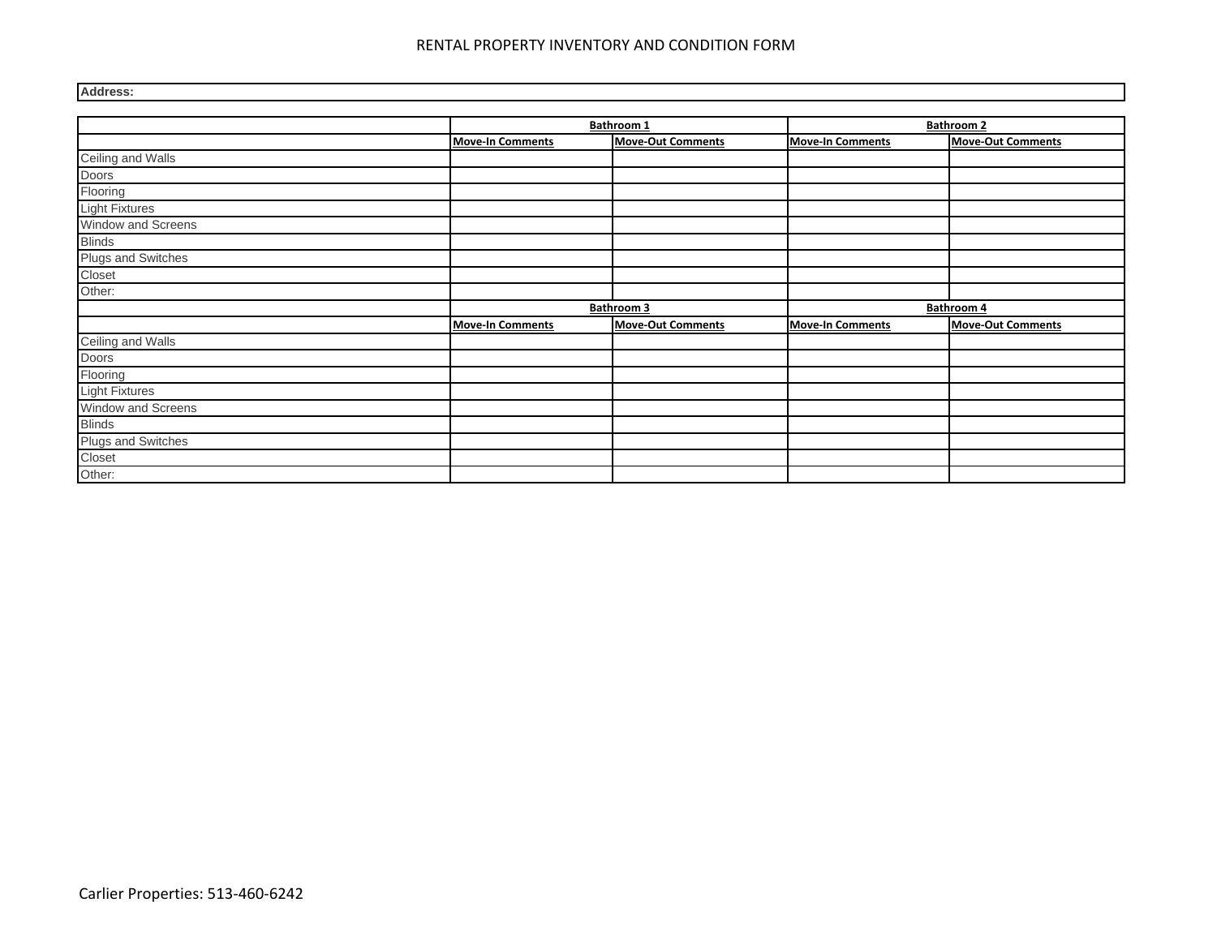RENTAL PROPERTY INVENTORY AND CONDITION FORM

| Address: |
|---|

| | Bathroom 1 | | Bathroom 2 | |
|---|---|---|---|---|
| | Move-In Comments | Move-Out Comments | Move-In Comments | Move-Out Comments |
| Ceiling and Walls | | | | |
| Doors | | | | |
| Flooring | | | | |
| Light Fixtures | | | | |
| Window and Screens | | | | |
| Blinds | | | | |
| Plugs and Switches | | | | |
| Closet | | | | |
| Other: | | | | |
| | Bathroom 3 | | Bathroom 4 | |
| | Move-In Comments | Move-Out Comments | Move-In Comments | Move-Out Comments |
| Ceiling and Walls | | | | |
| Doors | | | | |
| Flooring | | | | |
| Light Fixtures | | | | |
| Window and Screens | | | | |
| Blinds | | | | |
| Plugs and Switches | | | | |
| Closet | | | | |
| Other: | | | | |

Carlier Properties: 513-460-6242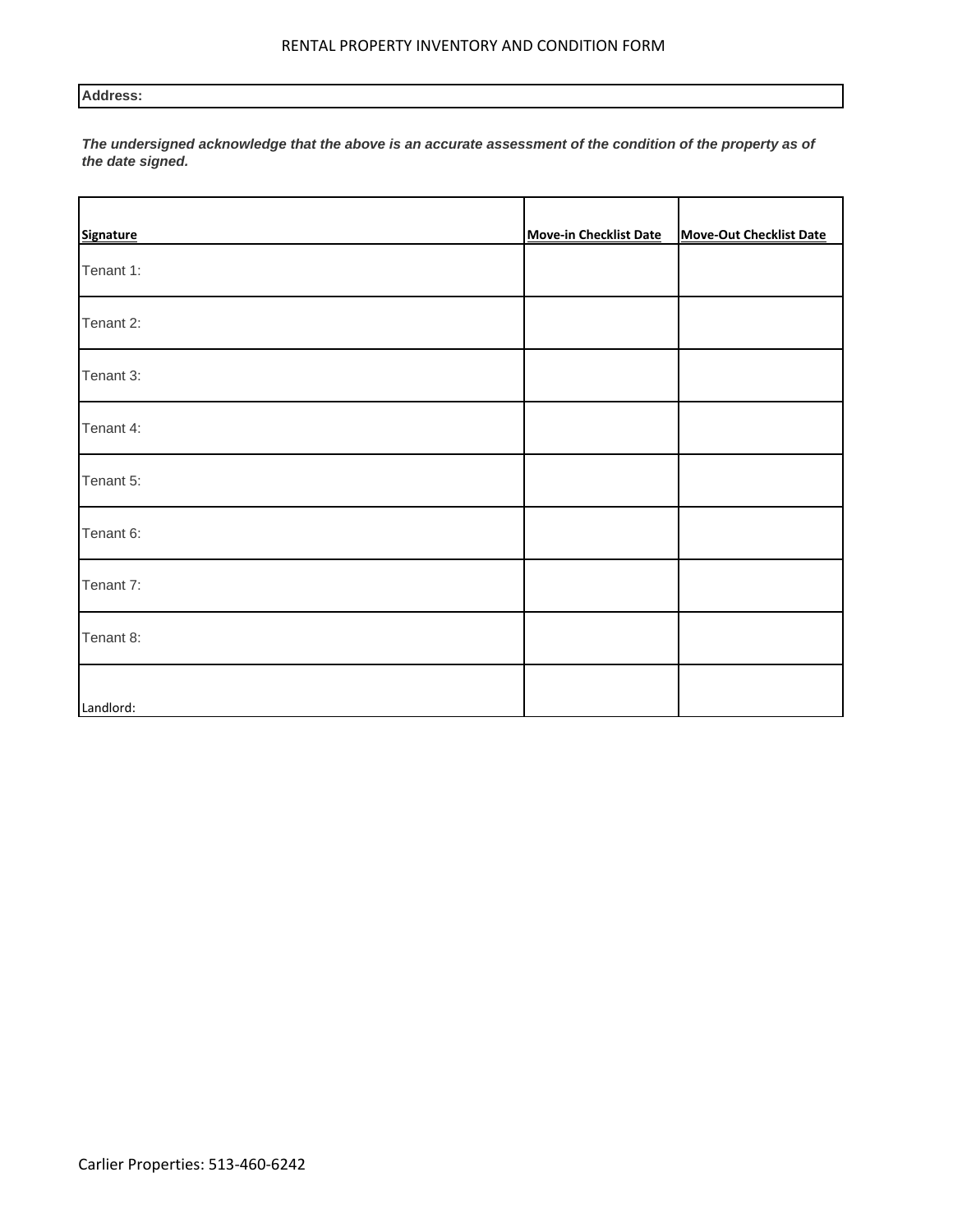RENTAL PROPERTY INVENTORY AND CONDITION FORM

| **Address:** |
| --- |

***The undersigned acknowledge that the above is an accurate assessment of the condition of the property as of the date signed.***

| **Signature** | **Move-in Checklist Date** | **Move-Out Checklist Date** |
| --- | --- | --- |
| Tenant 1: | | |
| Tenant 2: | | |
| Tenant 3: | | |
| Tenant 4: | | |
| Tenant 5: | | |
| Tenant 6: | | |
| Tenant 7: | | |
| Tenant 8: | | |
| Landlord: | | |

Carlier Properties: 513-460-6242